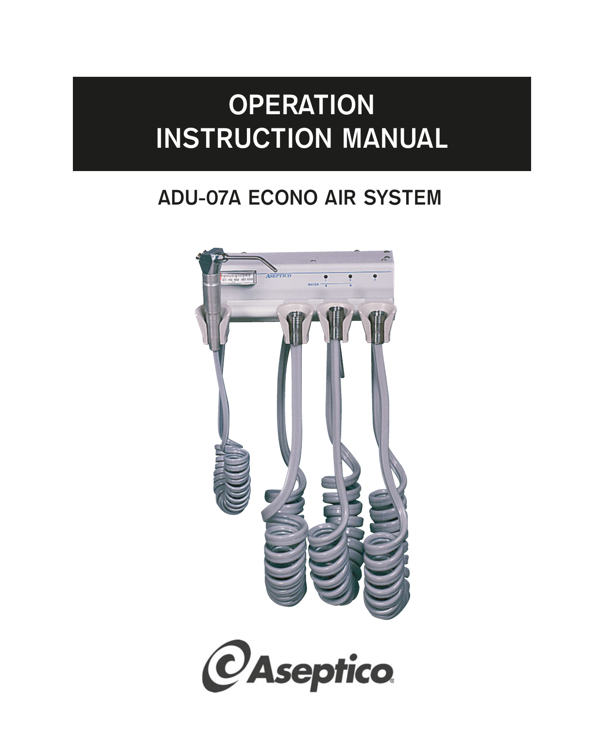# OPERATION INSTRUCTION MANUAL

## ADU-07A ECONO AIR SYSTEM

Aseptico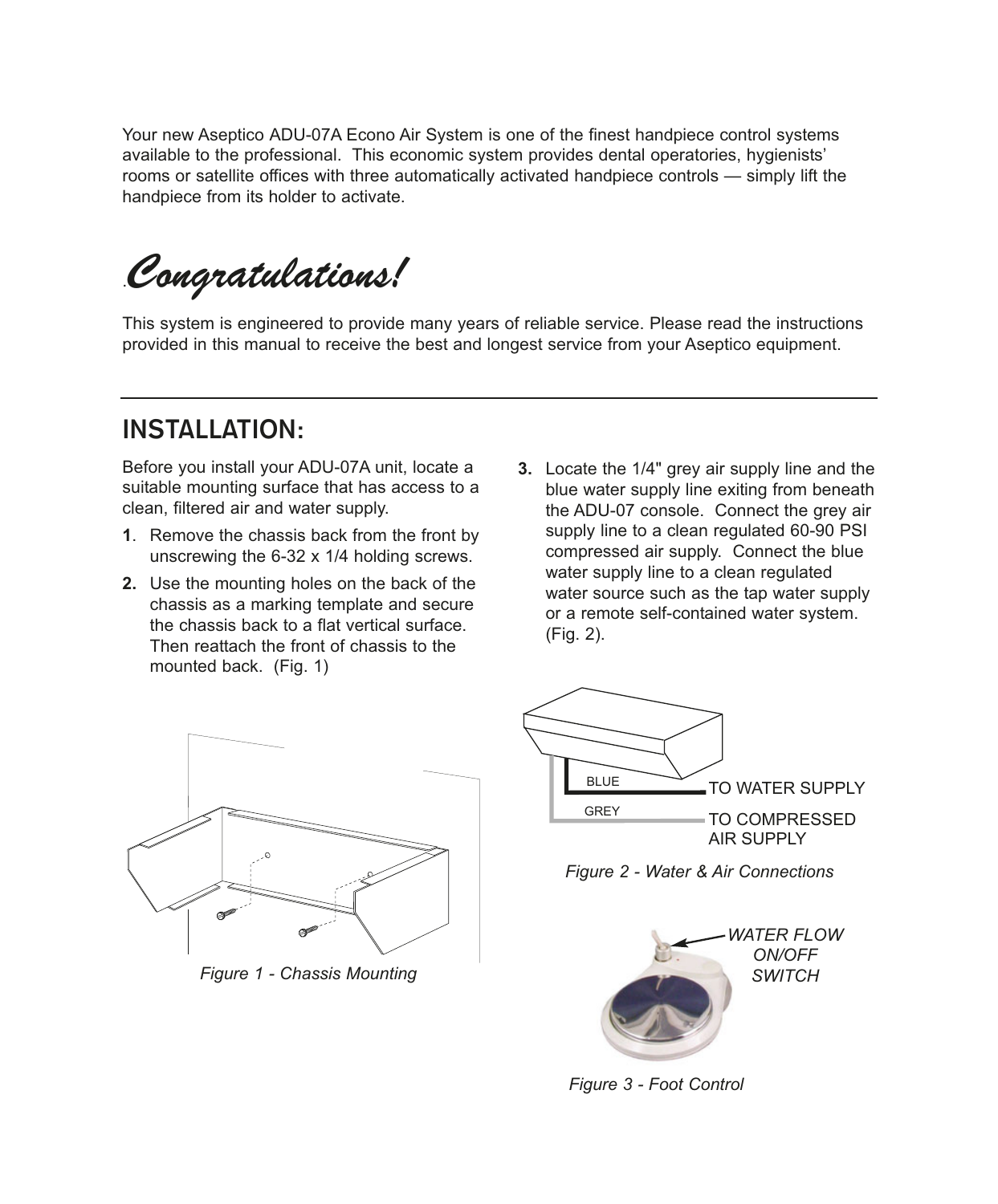Your new Aseptico ADU-07A Econo Air System is one of the finest handpiece control systems available to the professional. This economic system provides dental operatories, hygienists' rooms or satellite offices with three automatically activated handpiece controls — simply lift the handpiece from its holder to activate.

# *Congratulations!*

This system is engineered to provide many years of reliable service. Please read the instructions provided in this manual to receive the best and longest service from your Aseptico equipment.

## INSTALLATION:

Before you install your ADU-07A unit, locate a suitable mounting surface that has access to a clean, filtered air and water supply.

1. Remove the chassis back from the front by unscrewing the 6-32 x 1/4 holding screws.
2. Use the mounting holes on the back of the chassis as a marking template and secure the chassis back to a flat vertical surface. Then reattach the front of chassis to the mounted back. (Fig. 1)
3. Locate the 1/4" grey air supply line and the blue water supply line exiting from beneath the ADU-07 console. Connect the grey air supply line to a clean regulated 60-90 PSI compressed air supply. Connect the blue water supply line to a clean regulated water source such as the tap water supply or a remote self-contained water system. (Fig. 2).

*Figure 1 - Chassis Mounting*

BLUE — TO WATER SUPPLY

GREY — TO COMPRESSED AIR SUPPLY

*Figure 2 - Water & Air Connections*

*WATER FLOW ON/OFF SWITCH*

*Figure 3 - Foot Control*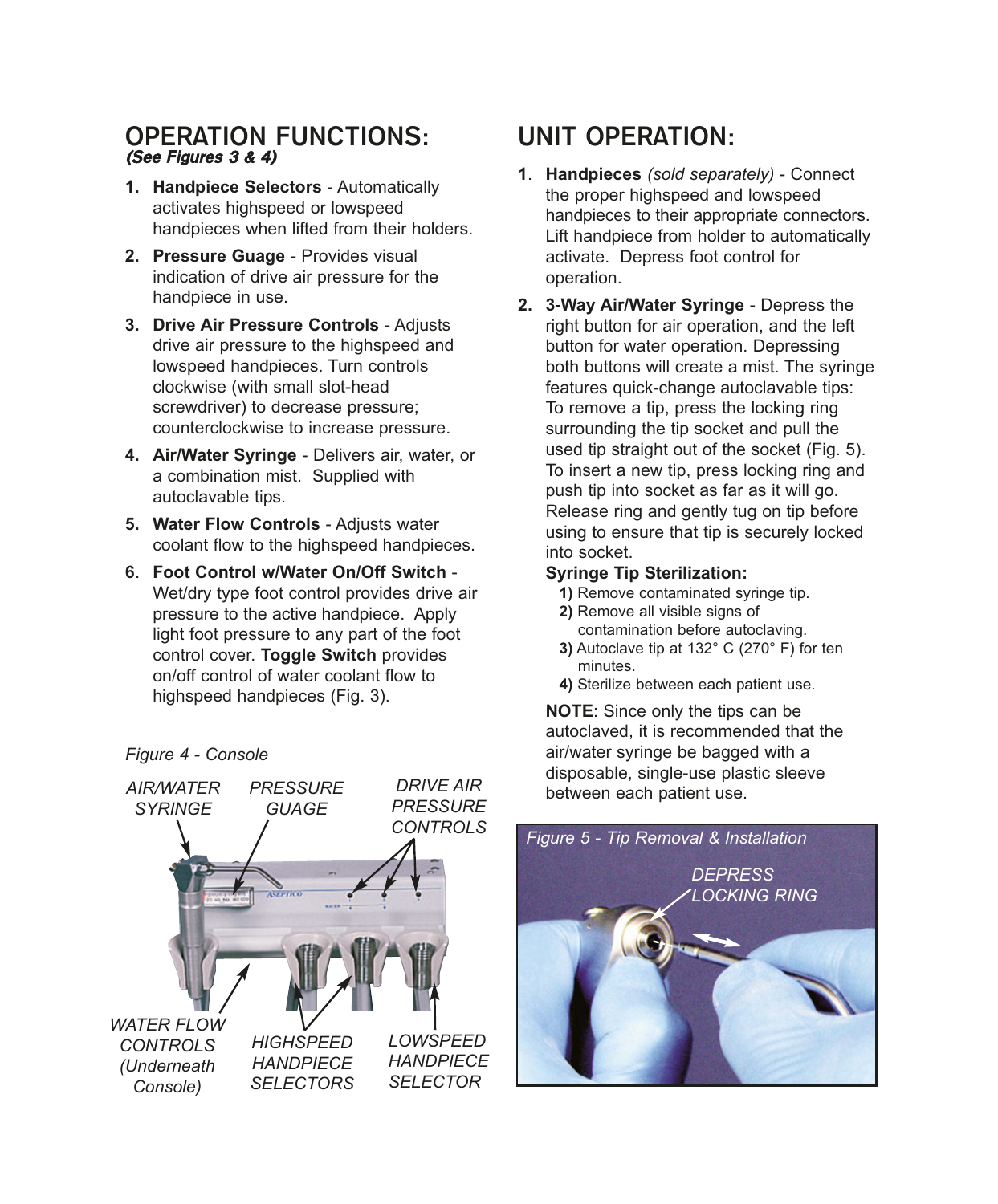## OPERATION FUNCTIONS:

***(See Figures 3 & 4)***

1. **Handpiece Selectors** - Automatically activates highspeed or lowspeed handpieces when lifted from their holders.
2. **Pressure Guage** - Provides visual indication of drive air pressure for the handpiece in use.
3. **Drive Air Pressure Controls** - Adjusts drive air pressure to the highspeed and lowspeed handpieces. Turn controls clockwise (with small slot-head screwdriver) to decrease pressure; counterclockwise to increase pressure.
4. **Air/Water Syringe** - Delivers air, water, or a combination mist. Supplied with autoclavable tips.
5. **Water Flow Controls** - Adjusts water coolant flow to the highspeed handpieces.
6. **Foot Control w/Water On/Off Switch** - Wet/dry type foot control provides drive air pressure to the active handpiece. Apply light foot pressure to any part of the foot control cover. **Toggle Switch** provides on/off control of water coolant flow to highspeed handpieces (Fig. 3).

*Figure 4 - Console*

*AIR/WATER SYRINGE*, *PRESSURE GUAGE*, *DRIVE AIR PRESSURE CONTROLS*, *WATER FLOW CONTROLS (Underneath Console)*, *HIGHSPEED HANDPIECE SELECTORS*, *LOWSPEED HANDPIECE SELECTOR*

## UNIT OPERATION:

1. **Handpieces** *(sold separately)* - Connect the proper highspeed and lowspeed handpieces to their appropriate connectors. Lift handpiece from holder to automatically activate. Depress foot control for operation.
2. **3-Way Air/Water Syringe** - Depress the right button for air operation, and the left button for water operation. Depressing both buttons will create a mist. The syringe features quick-change autoclavable tips: To remove a tip, press the locking ring surrounding the tip socket and pull the used tip straight out of the socket (Fig. 5). To insert a new tip, press locking ring and push tip into socket as far as it will go. Release ring and gently tug on tip before using to ensure that tip is securely locked into socket.

   **Syringe Tip Sterilization:**

   **1)** Remove contaminated syringe tip.
   **2)** Remove all visible signs of contamination before autoclaving.
   **3)** Autoclave tip at 132° C (270° F) for ten minutes.
   **4)** Sterilize between each patient use.

   **NOTE**: Since only the tips can be autoclaved, it is recommended that the air/water syringe be bagged with a disposable, single-use plastic sleeve between each patient use.

*Figure 5 - Tip Removal & Installation*

*DEPRESS LOCKING RING*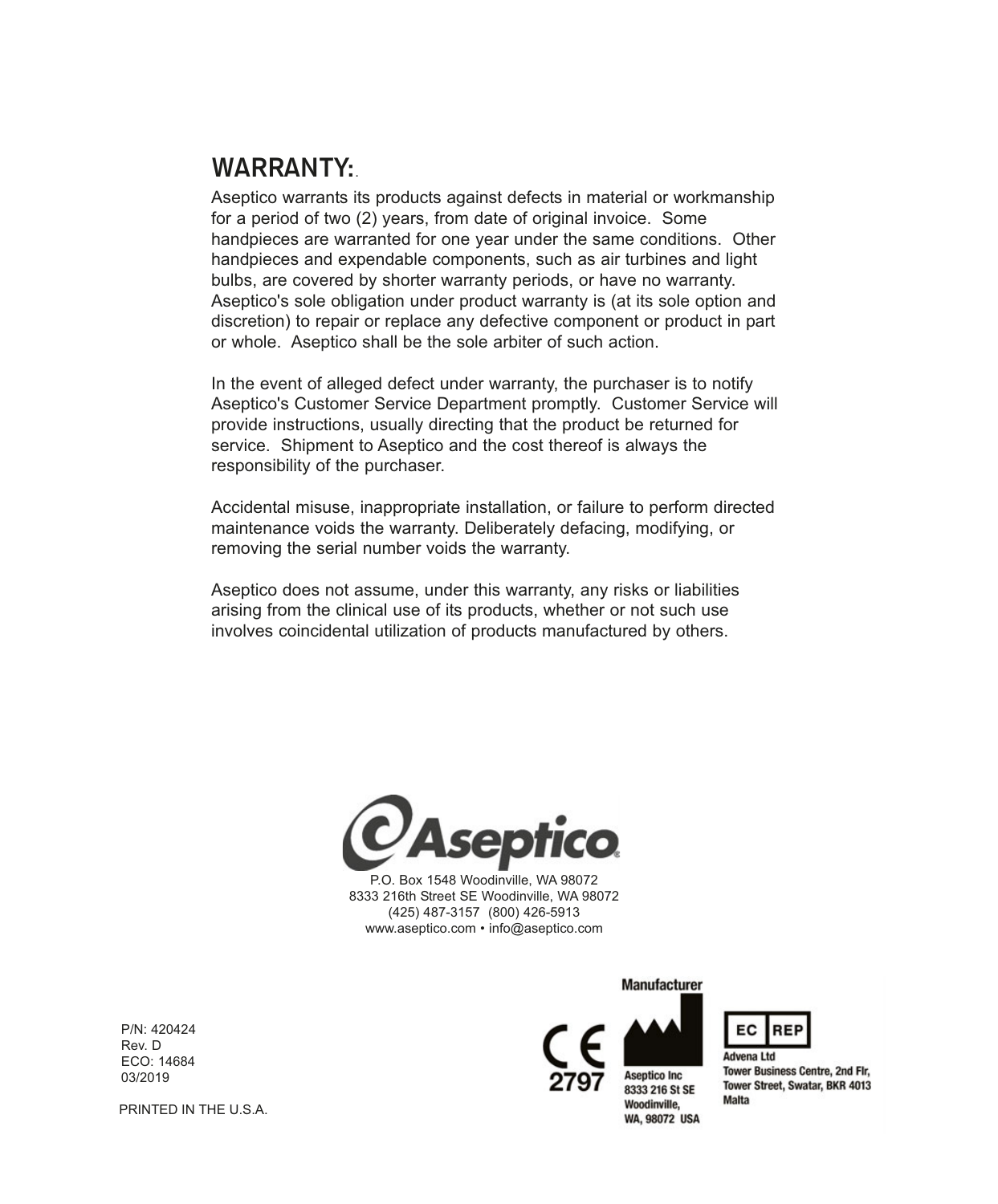## WARRANTY:

Aseptico warrants its products against defects in material or workmanship for a period of two (2) years, from date of original invoice. Some handpieces are warranted for one year under the same conditions. Other handpieces and expendable components, such as air turbines and light bulbs, are covered by shorter warranty periods, or have no warranty. Aseptico's sole obligation under product warranty is (at its sole option and discretion) to repair or replace any defective component or product in part or whole. Aseptico shall be the sole arbiter of such action.

In the event of alleged defect under warranty, the purchaser is to notify Aseptico's Customer Service Department promptly. Customer Service will provide instructions, usually directing that the product be returned for service. Shipment to Aseptico and the cost thereof is always the responsibility of the purchaser.

Accidental misuse, inappropriate installation, or failure to perform directed maintenance voids the warranty. Deliberately defacing, modifying, or removing the serial number voids the warranty.

Aseptico does not assume, under this warranty, any risks or liabilities arising from the clinical use of its products, whether or not such use involves coincidental utilization of products manufactured by others.

Aseptico

P.O. Box 1548 Woodinville, WA 98072
8333 216th Street SE Woodinville, WA 98072
(425) 487-3157 (800) 426-5913
www.aseptico.com • info@aseptico.com

P/N: 420424
Rev. D
ECO: 14684
03/2019

PRINTED IN THE U.S.A.

CE 2797

Manufacturer
Aseptico Inc
8333 216 St SE
Woodinville,
WA, 98072 USA

EC REP
Advena Ltd
Tower Business Centre, 2nd Flr,
Tower Street, Swatar, BKR 4013
Malta